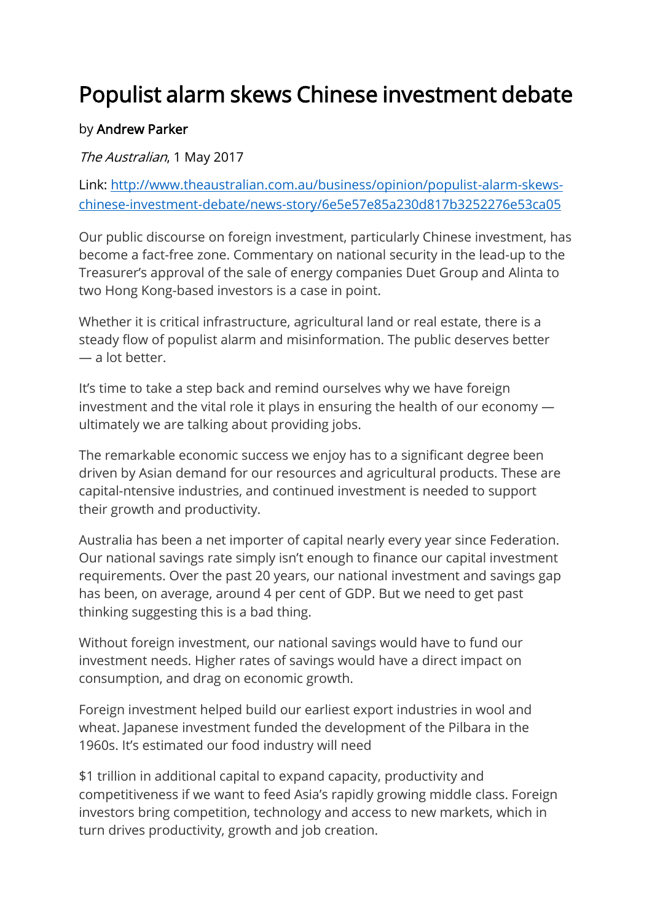# Populist alarm skews Chinese investment debate

by **Andrew Parker**

*The Australian*, 1 May 2017

Link: [http://www.theaustralian.com.au/business/opinion/populist-alarm-skews-chinese-investment-debate/news-story/6e5e57e85a230d817b3252276e53ca05](http://www.theaustralian.com.au/business/opinion/populist-alarm-skews-chinese-investment-debate/news-story/6e5e57e85a230d817b3252276e53ca05)

Our public discourse on foreign investment, particularly Chinese investment, has become a fact-free zone. Commentary on national security in the lead-up to the Treasurer's approval of the sale of energy companies Duet Group and Alinta to two Hong Kong-based investors is a case in point.

Whether it is critical infrastructure, agricultural land or real estate, there is a steady flow of populist alarm and misinformation. The public deserves better — a lot better.

It's time to take a step back and remind ourselves why we have foreign investment and the vital role it plays in ensuring the health of our economy — ultimately we are talking about providing jobs.

The remarkable economic success we enjoy has to a significant degree been driven by Asian demand for our resources and agricultural products. These are capital-ntensive industries, and continued investment is needed to support their growth and productivity.

Australia has been a net importer of capital nearly every year since Federation. Our national savings rate simply isn't enough to finance our capital investment requirements. Over the past 20 years, our national investment and savings gap has been, on average, around 4 per cent of GDP. But we need to get past thinking suggesting this is a bad thing.

Without foreign investment, our national savings would have to fund our investment needs. Higher rates of savings would have a direct impact on consumption, and drag on economic growth.

Foreign investment helped build our earliest export industries in wool and wheat. Japanese investment funded the development of the Pilbara in the 1960s. It's estimated our food industry will need

$1 trillion in additional capital to expand capacity, productivity and competitiveness if we want to feed Asia's rapidly growing middle class. Foreign investors bring competition, technology and access to new markets, which in turn drives productivity, growth and job creation.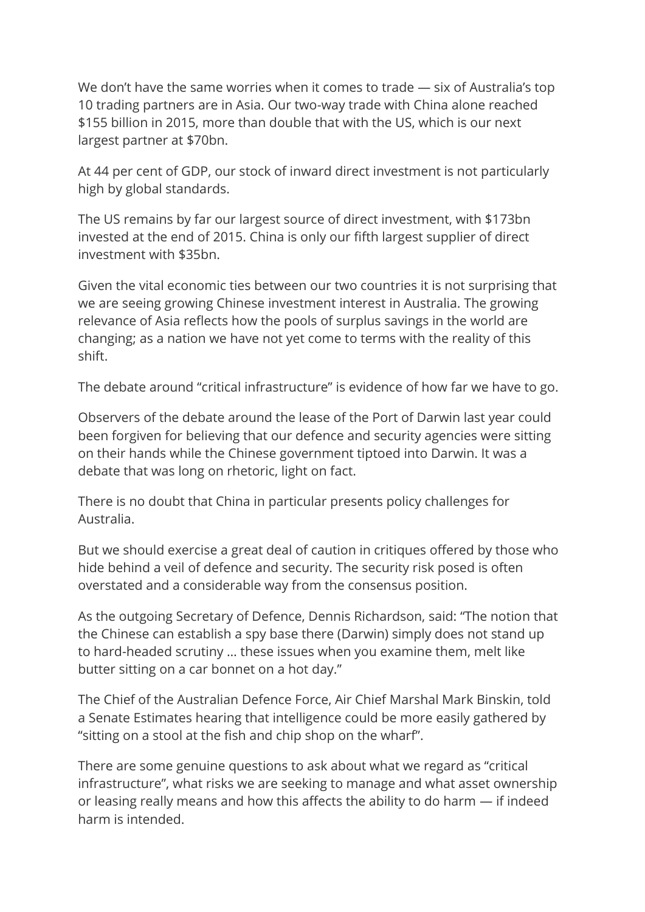We don't have the same worries when it comes to trade — six of Australia's top 10 trading partners are in Asia. Our two-way trade with China alone reached $155 billion in 2015, more than double that with the US, which is our next largest partner at $70bn.

At 44 per cent of GDP, our stock of inward direct investment is not particularly high by global standards.

The US remains by far our largest source of direct investment, with $173bn invested at the end of 2015. China is only our fifth largest supplier of direct investment with $35bn.

Given the vital economic ties between our two countries it is not surprising that we are seeing growing Chinese investment interest in Australia. The growing relevance of Asia reflects how the pools of surplus savings in the world are changing; as a nation we have not yet come to terms with the reality of this shift.

The debate around "critical infrastructure" is evidence of how far we have to go.

Observers of the debate around the lease of the Port of Darwin last year could been forgiven for believing that our defence and security agencies were sitting on their hands while the Chinese government tiptoed into Darwin. It was a debate that was long on rhetoric, light on fact.

There is no doubt that China in particular presents policy challenges for Australia.

But we should exercise a great deal of caution in critiques offered by those who hide behind a veil of defence and security. The security risk posed is often overstated and a considerable way from the consensus position.

As the outgoing Secretary of Defence, Dennis Richardson, said: "The notion that the Chinese can establish a spy base there (Darwin) simply does not stand up to hard-headed scrutiny … these issues when you examine them, melt like butter sitting on a car bonnet on a hot day."

The Chief of the Australian Defence Force, Air Chief Marshal Mark Binskin, told a Senate Estimates hearing that intelligence could be more easily gathered by "sitting on a stool at the fish and chip shop on the wharf".

There are some genuine questions to ask about what we regard as "critical infrastructure", what risks we are seeking to manage and what asset ownership or leasing really means and how this affects the ability to do harm — if indeed harm is intended.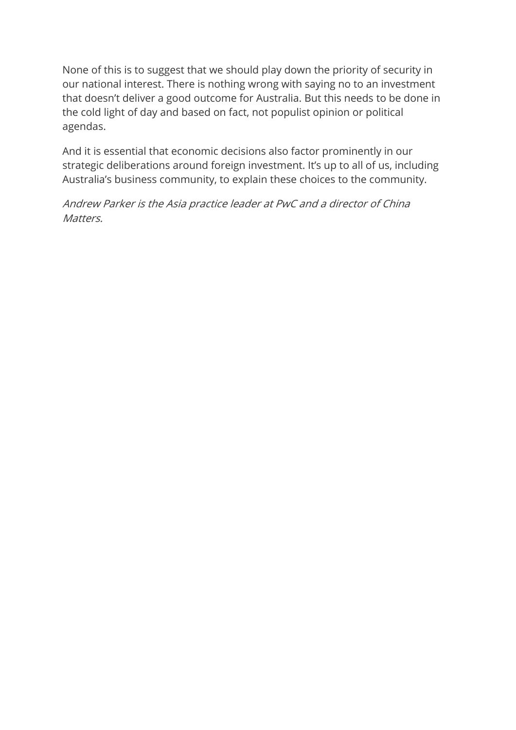None of this is to suggest that we should play down the priority of security in our national interest. There is nothing wrong with saying no to an investment that doesn't deliver a good outcome for Australia. But this needs to be done in the cold light of day and based on fact, not populist opinion or political agendas.

And it is essential that economic decisions also factor prominently in our strategic deliberations around foreign investment. It's up to all of us, including Australia's business community, to explain these choices to the community.

*Andrew Parker is the Asia practice leader at PwC and a director of China Matters.*